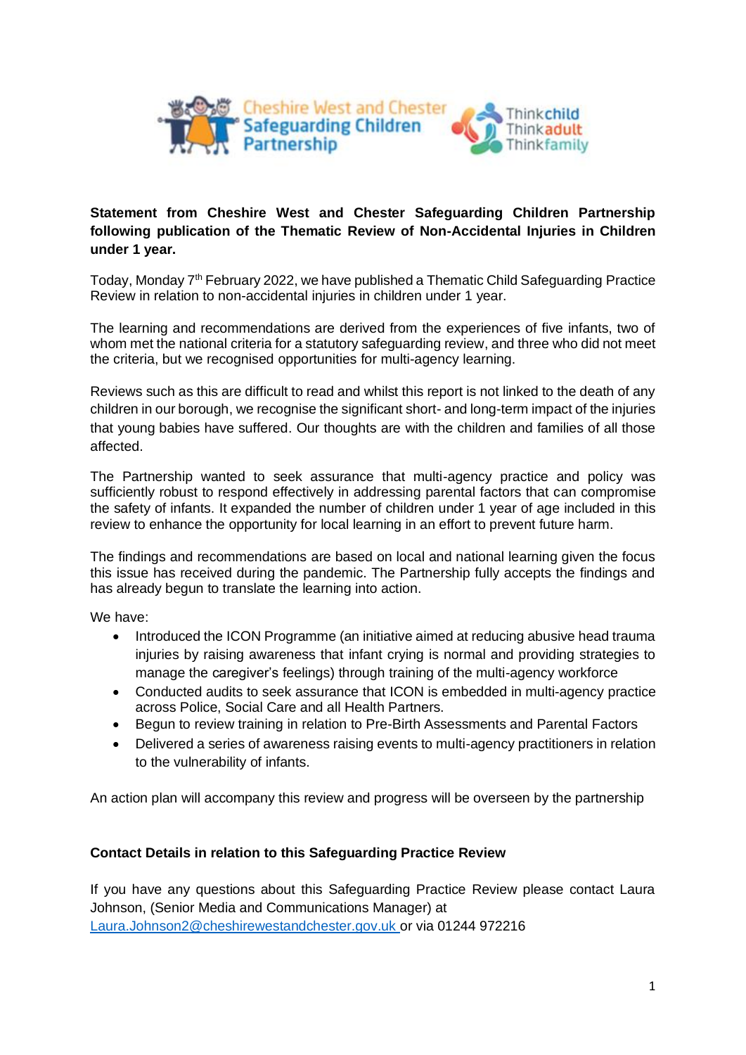**Statement from Cheshire West and Chester Safeguarding Children Partnership following publication of the Thematic Review of Non-Accidental Injuries in Children under 1 year.**

Today, Monday 7th February 2022, we have published a Thematic Child Safeguarding Practice Review in relation to non-accidental injuries in children under 1 year.

The learning and recommendations are derived from the experiences of five infants, two of whom met the national criteria for a statutory safeguarding review, and three who did not meet the criteria, but we recognised opportunities for multi-agency learning.

Reviews such as this are difficult to read and whilst this report is not linked to the death of any children in our borough, we recognise the significant short- and long-term impact of the injuries that young babies have suffered. Our thoughts are with the children and families of all those affected.

The Partnership wanted to seek assurance that multi-agency practice and policy was sufficiently robust to respond effectively in addressing parental factors that can compromise the safety of infants. It expanded the number of children under 1 year of age included in this review to enhance the opportunity for local learning in an effort to prevent future harm.

The findings and recommendations are based on local and national learning given the focus this issue has received during the pandemic. The Partnership fully accepts the findings and has already begun to translate the learning into action.

We have:

- Introduced the ICON Programme (an initiative aimed at reducing abusive head trauma injuries by raising awareness that infant crying is normal and providing strategies to manage the caregiver's feelings) through training of the multi-agency workforce
- Conducted audits to seek assurance that ICON is embedded in multi-agency practice across Police, Social Care and all Health Partners.
- Begun to review training in relation to Pre-Birth Assessments and Parental Factors
- Delivered a series of awareness raising events to multi-agency practitioners in relation to the vulnerability of infants.

An action plan will accompany this review and progress will be overseen by the partnership

**Contact Details in relation to this Safeguarding Practice Review**

If you have any questions about this Safeguarding Practice Review please contact Laura Johnson, (Senior Media and Communications Manager) at Laura.Johnson2@cheshirewestandchester.gov.uk or via 01244 972216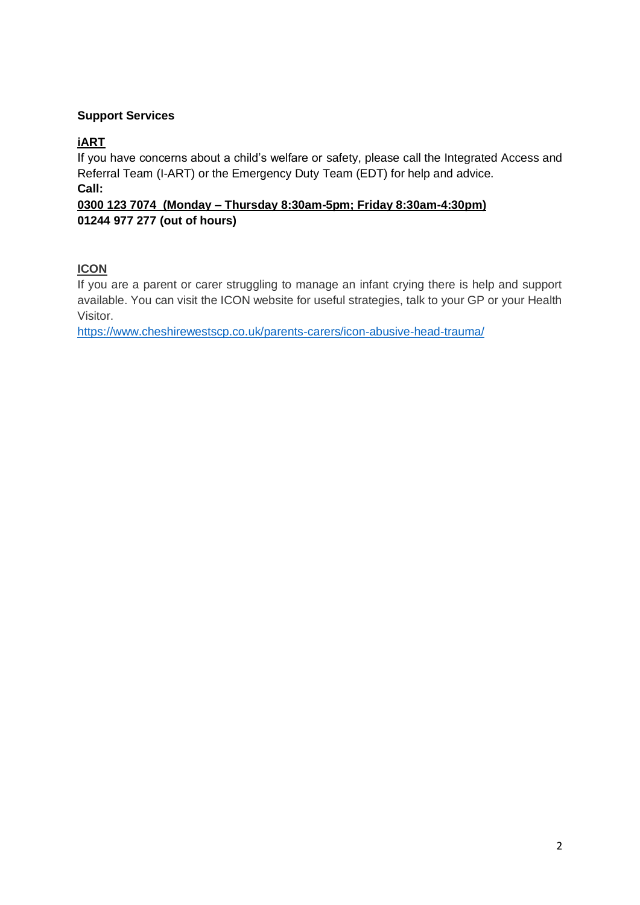**Support Services**

**iART**

If you have concerns about a child's welfare or safety, please call the Integrated Access and Referral Team (I-ART) or the Emergency Duty Team (EDT) for help and advice.

**Call:**

**0300 123 7074 (Monday – Thursday 8:30am-5pm; Friday 8:30am-4:30pm)**

**01244 977 277 (out of hours)**

**ICON**

If you are a parent or carer struggling to manage an infant crying there is help and support available. You can visit the ICON website for useful strategies, talk to your GP or your Health Visitor.

https://www.cheshirewestscp.co.uk/parents-carers/icon-abusive-head-trauma/